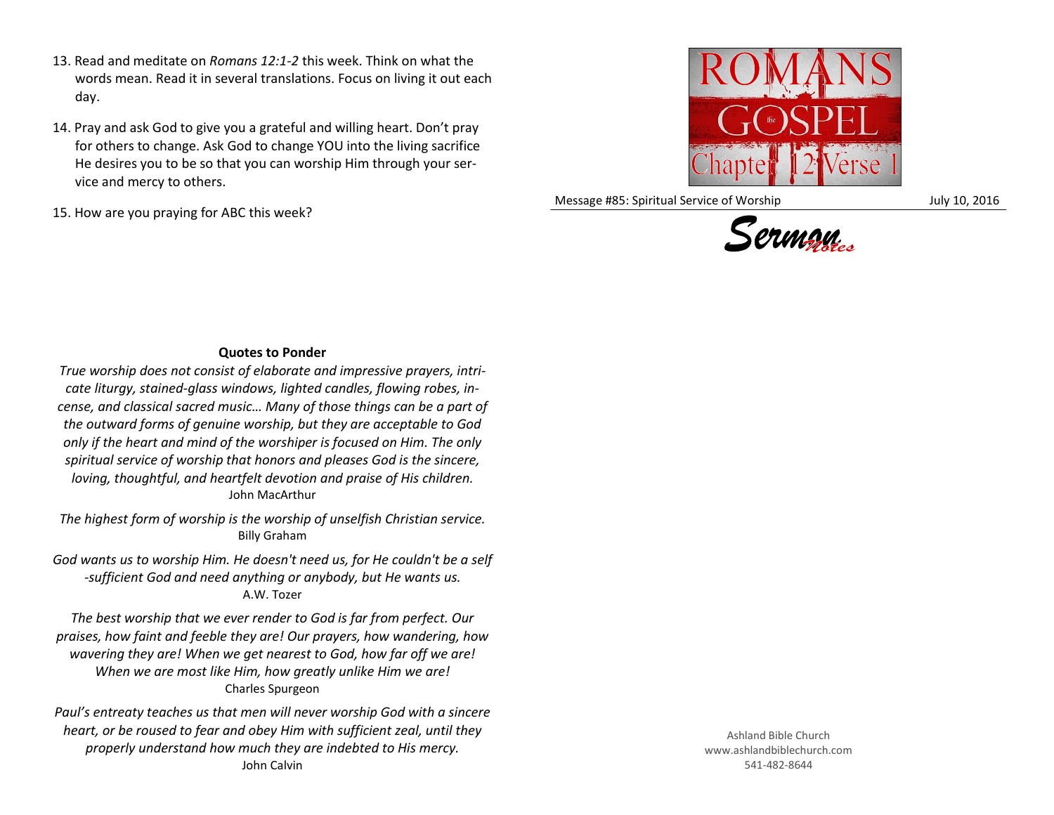13. Read and meditate on *Romans 12:1-2* this week. Think on what the words mean. Read it in several translations. Focus on living it out each day.

14. Pray and ask God to give you a grateful and willing heart. Don't pray for others to change. Ask God to change YOU into the living sacrifice He desires you to be so that you can worship Him through your service and mercy to others.

15. How are you praying for ABC this week?

**Quotes to Ponder**

*True worship does not consist of elaborate and impressive prayers, intricate liturgy, stained-glass windows, lighted candles, flowing robes, incense, and classical sacred music… Many of those things can be a part of the outward forms of genuine worship, but they are acceptable to God only if the heart and mind of the worshiper is focused on Him. The only spiritual service of worship that honors and pleases God is the sincere, loving, thoughtful, and heartfelt devotion and praise of His children.*
John MacArthur

*The highest form of worship is the worship of unselfish Christian service.*
Billy Graham

*God wants us to worship Him. He doesn't need us, for He couldn't be a self-sufficient God and need anything or anybody, but He wants us.*
A.W. Tozer

*The best worship that we ever render to God is far from perfect. Our praises, how faint and feeble they are! Our prayers, how wandering, how wavering they are! When we get nearest to God, how far off we are! When we are most like Him, how greatly unlike Him we are!*
Charles Spurgeon

*Paul's entreaty teaches us that men will never worship God with a sincere heart, or be roused to fear and obey Him with sufficient zeal, until they properly understand how much they are indebted to His mercy.*
John Calvin

# ROMANS the GOSPEL Chapter 12 Verse 1

Message #85: Spiritual Service of Worship — July 10, 2016

## Sermon Notes

Ashland Bible Church
www.ashlandbiblechurch.com
541-482-8644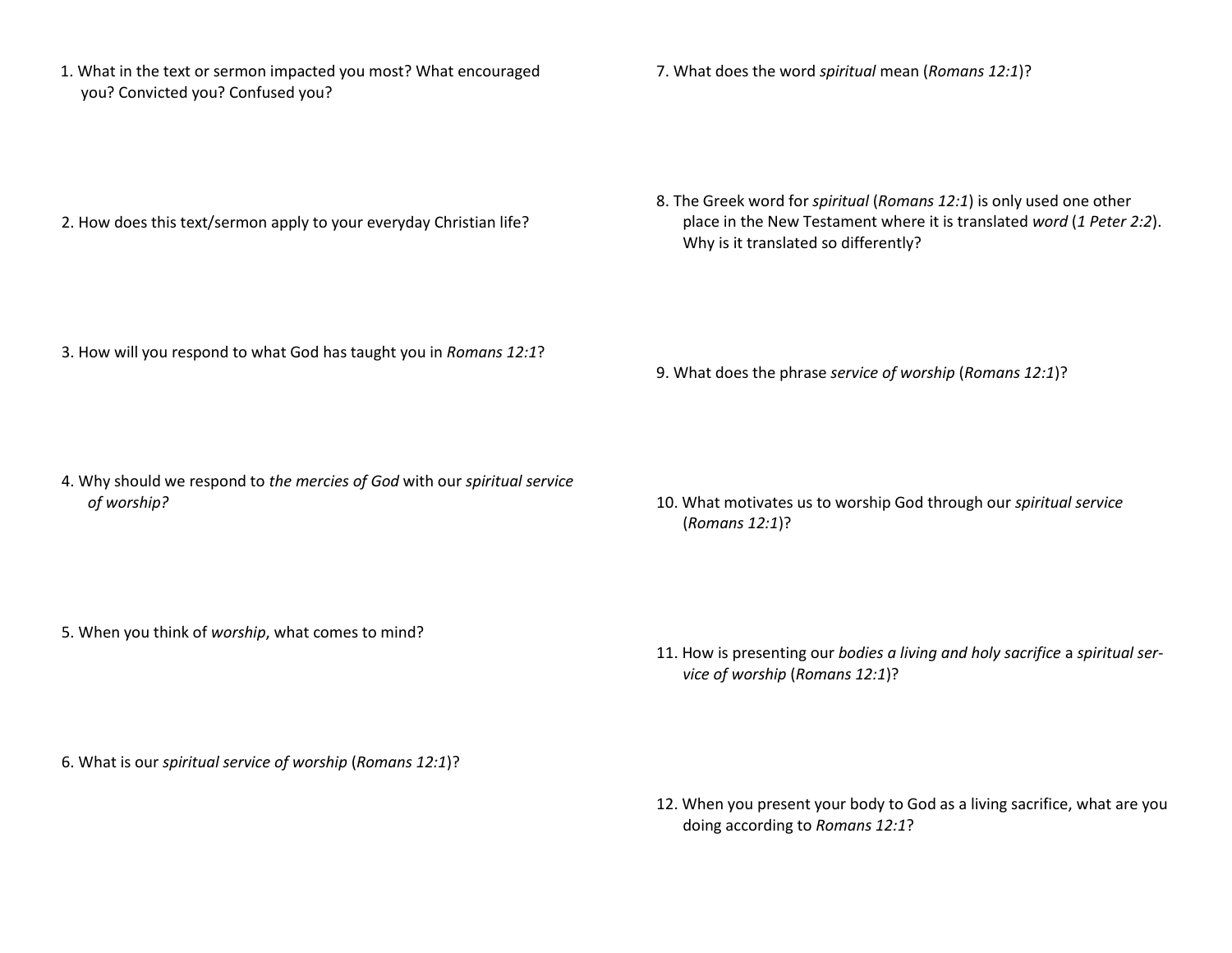1. What in the text or sermon impacted you most? What encouraged you? Convicted you? Confused you?

2. How does this text/sermon apply to your everyday Christian life?

3. How will you respond to what God has taught you in *Romans 12:1*?

4. Why should we respond to *the mercies of God* with our *spiritual service of worship?*

5. When you think of *worship*, what comes to mind?

6. What is our *spiritual service of worship* (*Romans 12:1*)?

7. What does the word *spiritual* mean (*Romans 12:1*)?

8. The Greek word for *spiritual* (*Romans 12:1*) is only used one other place in the New Testament where it is translated *word* (*1 Peter 2:2*). Why is it translated so differently?

9. What does the phrase *service of worship* (*Romans 12:1*)?

10. What motivates us to worship God through our *spiritual service* (*Romans 12:1*)?

11. How is presenting our *bodies a living and holy sacrifice* a *spiritual service of worship* (*Romans 12:1*)?

12. When you present your body to God as a living sacrifice, what are you doing according to *Romans 12:1*?